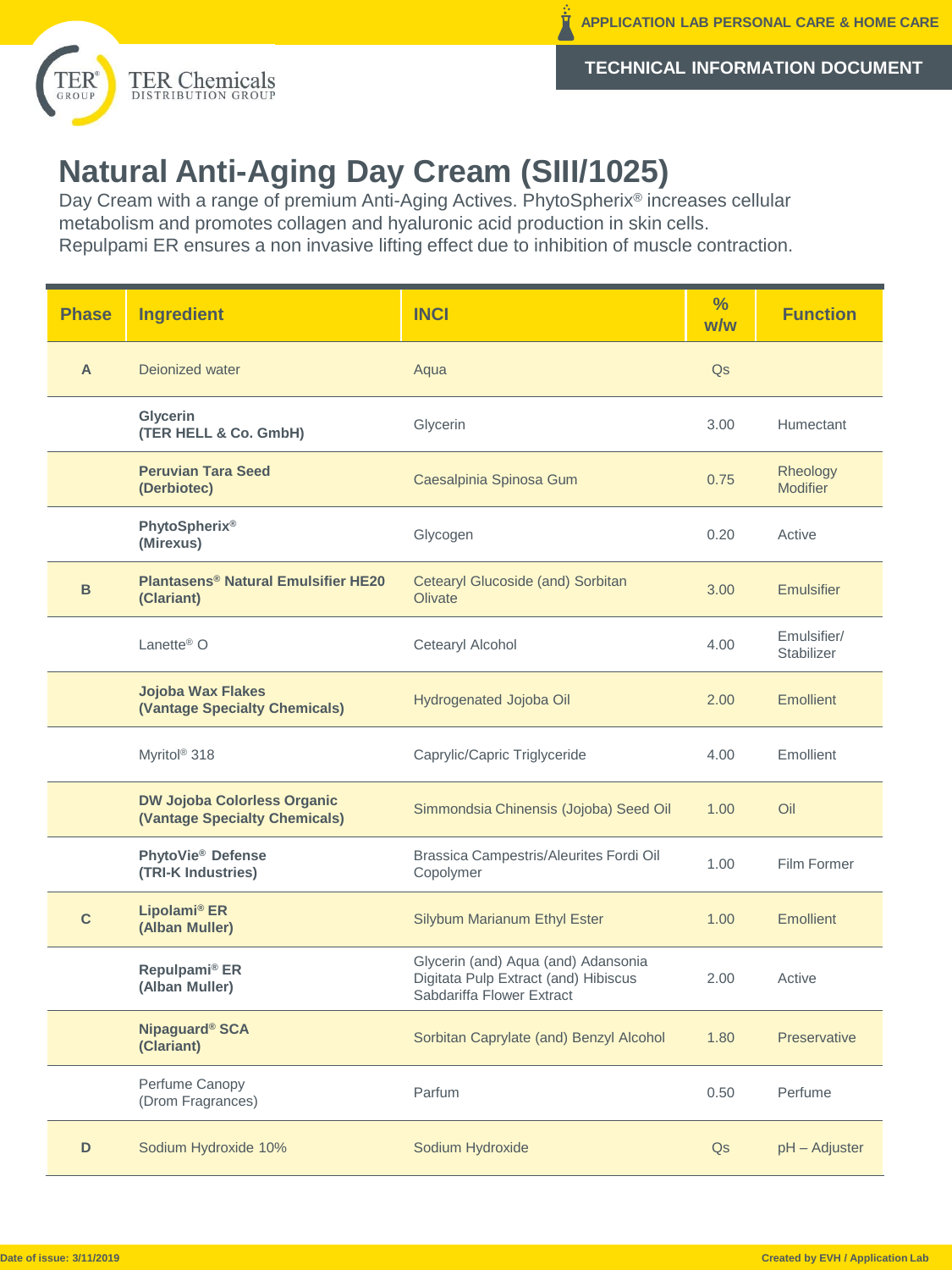# Natural Anti-Aging Day Cream (SIII/1025)

Day Cream with a range of premium Anti-Aging Actives. PhytoSpherix® increases cellular metabolism and promotes collagen and hyaluronic acid production in skin cells.
Repulpami ER ensures a non invasive lifting effect due to inhibition of muscle contraction.

| Phase | Ingredient | INCI | % w/w | Function |
|---|---|---|---|---|
| A | Deionized water | Aqua | Qs | |
| | **Glycerin (TER HELL & Co. GmbH)** | Glycerin | 3.00 | Humectant |
| | **Peruvian Tara Seed (Derbiotec)** | Caesalpinia Spinosa Gum | 0.75 | Rheology Modifier |
| | **PhytoSpherix® (Mirexus)** | Glycogen | 0.20 | Active |
| B | **Plantasens® Natural Emulsifier HE20 (Clariant)** | Cetearyl Glucoside (and) Sorbitan Olivate | 3.00 | Emulsifier |
| | Lanette® O | Cetearyl Alcohol | 4.00 | Emulsifier/ Stabilizer |
| | **Jojoba Wax Flakes (Vantage Specialty Chemicals)** | Hydrogenated Jojoba Oil | 2.00 | Emollient |
| | Myritol® 318 | Caprylic/Capric Triglyceride | 4.00 | Emollient |
| | **DW Jojoba Colorless Organic (Vantage Specialty Chemicals)** | Simmondsia Chinensis (Jojoba) Seed Oil | 1.00 | Oil |
| | **PhytoVie® Defense (TRI-K Industries)** | Brassica Campestris/Aleurites Fordi Oil Copolymer | 1.00 | Film Former |
| C | **Lipolami® ER (Alban Muller)** | Silybum Marianum Ethyl Ester | 1.00 | Emollient |
| | **Repulpami® ER (Alban Muller)** | Glycerin (and) Aqua (and) Adansonia Digitata Pulp Extract (and) Hibiscus Sabdariffa Flower Extract | 2.00 | Active |
| | **Nipaguard® SCA (Clariant)** | Sorbitan Caprylate (and) Benzyl Alcohol | 1.80 | Preservative |
| | Perfume Canopy (Drom Fragrances) | Parfum | 0.50 | Perfume |
| D | Sodium Hydroxide 10% | Sodium Hydroxide | Qs | pH – Adjuster |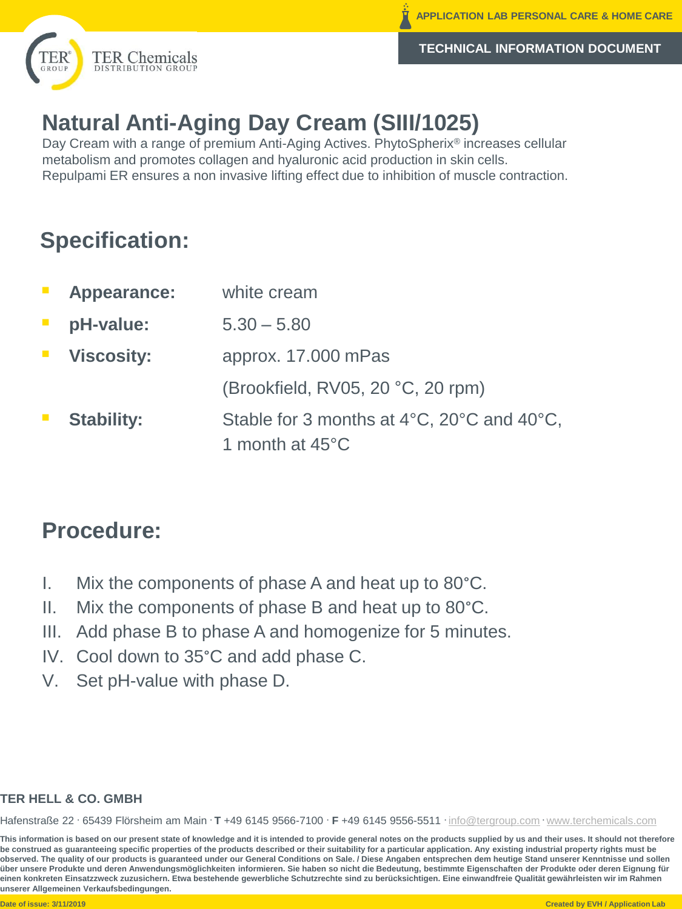# Natural Anti-Aging Day Cream (SIII/1025)

Day Cream with a range of premium Anti-Aging Actives. PhytoSpherix® increases cellular metabolism and promotes collagen and hyaluronic acid production in skin cells.
Repulpami ER ensures a non invasive lifting effect due to inhibition of muscle contraction.

## Specification:

- **Appearance:** white cream
- **pH-value:** 5.30 – 5.80
- **Viscosity:** approx. 17.000 mPas (Brookfield, RV05, 20 °C, 20 rpm)
- **Stability:** Stable for 3 months at 4°C, 20°C and 40°C, 1 month at 45°C

## Procedure:

I. Mix the components of phase A and heat up to 80°C.
II. Mix the components of phase B and heat up to 80°C.
III. Add phase B to phase A and homogenize for 5 minutes.
IV. Cool down to 35°C and add phase C.
V. Set pH-value with phase D.

**TER HELL & CO. GMBH**

Hafenstraße 22 · 65439 Flörsheim am Main · **T** +49 6145 9566-7100 · **F** +49 6145 9556-5511 · info@tergroup.com · www.terchemicals.com

**This information is based on our present state of knowledge and it is intended to provide general notes on the products supplied by us and their uses. It should not therefore be construed as guaranteeing specific properties of the products described or their suitability for a particular application. Any existing industrial property rights must be observed. The quality of our products is guaranteed under our General Conditions on Sale. / Diese Angaben entsprechen dem heutige Stand unserer Kenntnisse und sollen über unsere Produkte und deren Anwendungsmöglichkeiten informieren. Sie haben so nicht die Bedeutung, bestimmte Eigenschaften der Produkte oder deren Eignung für einen konkreten Einsatzzweck zuzusichern. Etwa bestehende gewerbliche Schutzrechte sind zu berücksichtigen. Eine einwandfreie Qualität gewährleisten wir im Rahmen unserer Allgemeinen Verkaufsbedingungen.**

Date of issue: 3/11/2019

Created by EVH / Application Lab